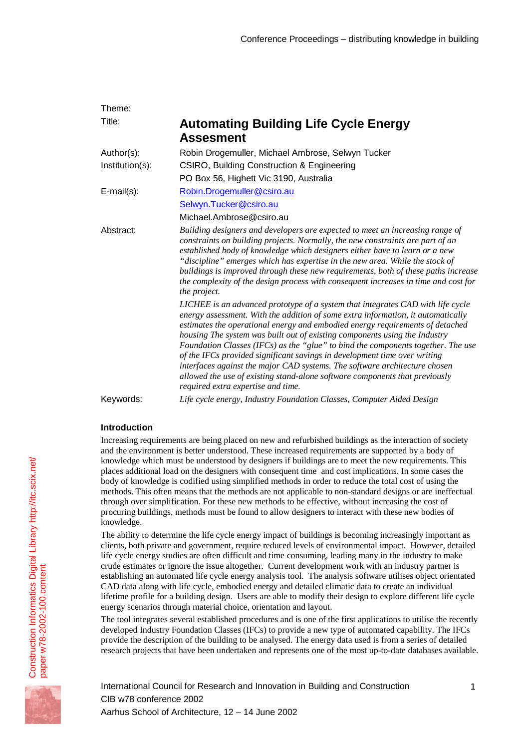Theme:

Title: **Automating Building Life Cycle Energy Assesment**

Author(s): Robin Drogemuller, Michael Ambrose, Selwyn Tucker

Institution(s): CSIRO, Building Construction & Engineering

PO Box 56, Highett Vic 3190, Australia

E-mail(s): Robin.Drogemuller@csiro.au

Selwyn.Tucker@csiro.au

Michael.Ambrose@csiro.au

Abstract: *Building designers and developers are expected to meet an increasing range of constraints on building projects. Normally, the new constraints are part of an established body of knowledge which designers either have to learn or a new "discipline" emerges which has expertise in the new area. While the stock of buildings is improved through these new requirements, both of these paths increase the complexity of the design process with consequent increases in time and cost for the project.*

*LICHEE is an advanced prototype of a system that integrates CAD with life cycle energy assessment. With the addition of some extra information, it automatically estimates the operational energy and embodied energy requirements of detached housing The system was built out of existing components using the Industry Foundation Classes (IFCs) as the "glue" to bind the components together. The use of the IFCs provided significant savings in development time over writing interfaces against the major CAD systems. The software architecture chosen allowed the use of existing stand-alone software components that previously required extra expertise and time.*

Keywords: *Life cycle energy, Industry Foundation Classes, Computer Aided Design*

## Introduction

Increasing requirements are being placed on new and refurbished buildings as the interaction of society and the environment is better understood. These increased requirements are supported by a body of knowledge which must be understood by designers if buildings are to meet the new requirements. This places additional load on the designers with consequent time and cost implications. In some cases the body of knowledge is codified using simplified methods in order to reduce the total cost of using the methods. This often means that the methods are not applicable to non-standard designs or are ineffectual through over simplification. For these new methods to be effective, without increasing the cost of procuring buildings, methods must be found to allow designers to interact with these new bodies of knowledge.

The ability to determine the life cycle energy impact of buildings is becoming increasingly important as clients, both private and government, require reduced levels of environmental impact. However, detailed life cycle energy studies are often difficult and time consuming, leading many in the industry to make crude estimates or ignore the issue altogether. Current development work with an industry partner is establishing an automated life cycle energy analysis tool. The analysis software utilises object orientated CAD data along with life cycle, embodied energy and detailed climatic data to create an individual lifetime profile for a building design. Users are able to modify their design to explore different life cycle energy scenarios through material choice, orientation and layout.

The tool integrates several established procedures and is one of the first applications to utilise the recently developed Industry Foundation Classes (IFCs) to provide a new type of automated capability. The IFCs provide the description of the building to be analysed. The energy data used is from a series of detailed research projects that have been undertaken and represents one of the most up-to-date databases available.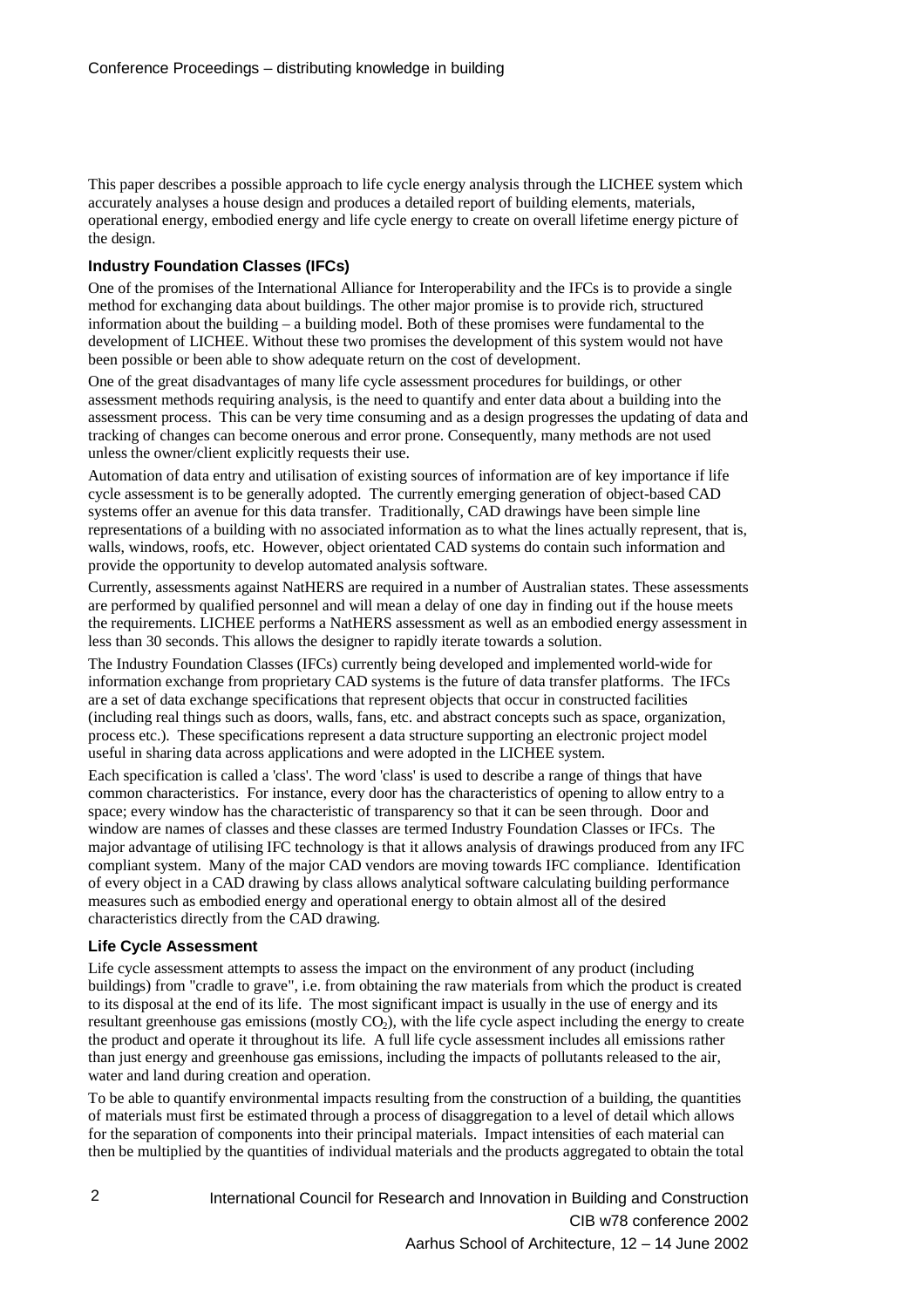This paper describes a possible approach to life cycle energy analysis through the LICHEE system which accurately analyses a house design and produces a detailed report of building elements, materials, operational energy, embodied energy and life cycle energy to create on overall lifetime energy picture of the design.

### Industry Foundation Classes (IFCs)

One of the promises of the International Alliance for Interoperability and the IFCs is to provide a single method for exchanging data about buildings. The other major promise is to provide rich, structured information about the building – a building model. Both of these promises were fundamental to the development of LICHEE. Without these two promises the development of this system would not have been possible or been able to show adequate return on the cost of development.

One of the great disadvantages of many life cycle assessment procedures for buildings, or other assessment methods requiring analysis, is the need to quantify and enter data about a building into the assessment process. This can be very time consuming and as a design progresses the updating of data and tracking of changes can become onerous and error prone. Consequently, many methods are not used unless the owner/client explicitly requests their use.

Automation of data entry and utilisation of existing sources of information are of key importance if life cycle assessment is to be generally adopted. The currently emerging generation of object-based CAD systems offer an avenue for this data transfer. Traditionally, CAD drawings have been simple line representations of a building with no associated information as to what the lines actually represent, that is, walls, windows, roofs, etc. However, object orientated CAD systems do contain such information and provide the opportunity to develop automated analysis software.

Currently, assessments against NatHERS are required in a number of Australian states. These assessments are performed by qualified personnel and will mean a delay of one day in finding out if the house meets the requirements. LICHEE performs a NatHERS assessment as well as an embodied energy assessment in less than 30 seconds. This allows the designer to rapidly iterate towards a solution.

The Industry Foundation Classes (IFCs) currently being developed and implemented world-wide for information exchange from proprietary CAD systems is the future of data transfer platforms. The IFCs are a set of data exchange specifications that represent objects that occur in constructed facilities (including real things such as doors, walls, fans, etc. and abstract concepts such as space, organization, process etc.). These specifications represent a data structure supporting an electronic project model useful in sharing data across applications and were adopted in the LICHEE system.

Each specification is called a 'class'. The word 'class' is used to describe a range of things that have common characteristics. For instance, every door has the characteristics of opening to allow entry to a space; every window has the characteristic of transparency so that it can be seen through. Door and window are names of classes and these classes are termed Industry Foundation Classes or IFCs. The major advantage of utilising IFC technology is that it allows analysis of drawings produced from any IFC compliant system. Many of the major CAD vendors are moving towards IFC compliance. Identification of every object in a CAD drawing by class allows analytical software calculating building performance measures such as embodied energy and operational energy to obtain almost all of the desired characteristics directly from the CAD drawing.

### Life Cycle Assessment

Life cycle assessment attempts to assess the impact on the environment of any product (including buildings) from "cradle to grave", i.e. from obtaining the raw materials from which the product is created to its disposal at the end of its life. The most significant impact is usually in the use of energy and its resultant greenhouse gas emissions (mostly $CO_2$), with the life cycle aspect including the energy to create the product and operate it throughout its life. A full life cycle assessment includes all emissions rather than just energy and greenhouse gas emissions, including the impacts of pollutants released to the air, water and land during creation and operation.

To be able to quantify environmental impacts resulting from the construction of a building, the quantities of materials must first be estimated through a process of disaggregation to a level of detail which allows for the separation of components into their principal materials. Impact intensities of each material can then be multiplied by the quantities of individual materials and the products aggregated to obtain the total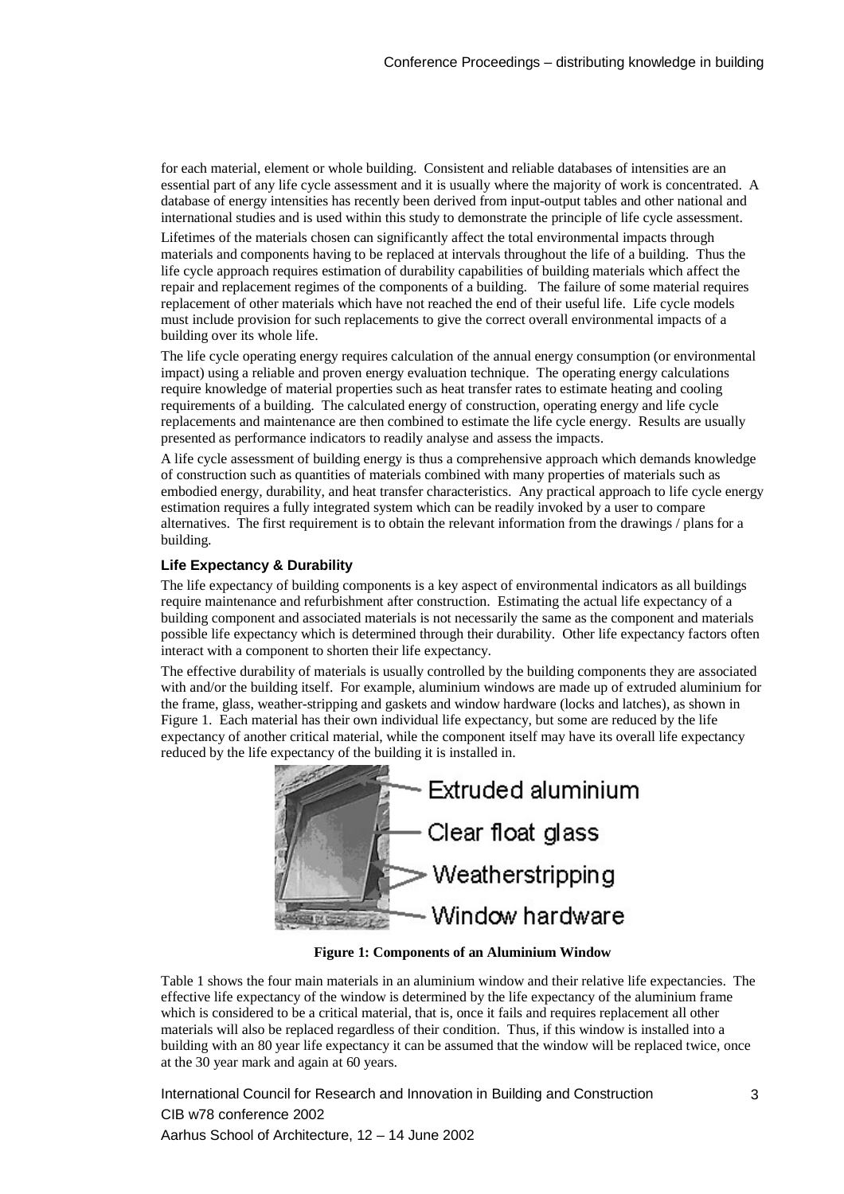for each material, element or whole building. Consistent and reliable databases of intensities are an essential part of any life cycle assessment and it is usually where the majority of work is concentrated. A database of energy intensities has recently been derived from input-output tables and other national and international studies and is used within this study to demonstrate the principle of life cycle assessment.

Lifetimes of the materials chosen can significantly affect the total environmental impacts through materials and components having to be replaced at intervals throughout the life of a building. Thus the life cycle approach requires estimation of durability capabilities of building materials which affect the repair and replacement regimes of the components of a building. The failure of some material requires replacement of other materials which have not reached the end of their useful life. Life cycle models must include provision for such replacements to give the correct overall environmental impacts of a building over its whole life.

The life cycle operating energy requires calculation of the annual energy consumption (or environmental impact) using a reliable and proven energy evaluation technique. The operating energy calculations require knowledge of material properties such as heat transfer rates to estimate heating and cooling requirements of a building. The calculated energy of construction, operating energy and life cycle replacements and maintenance are then combined to estimate the life cycle energy. Results are usually presented as performance indicators to readily analyse and assess the impacts.

A life cycle assessment of building energy is thus a comprehensive approach which demands knowledge of construction such as quantities of materials combined with many properties of materials such as embodied energy, durability, and heat transfer characteristics. Any practical approach to life cycle energy estimation requires a fully integrated system which can be readily invoked by a user to compare alternatives. The first requirement is to obtain the relevant information from the drawings / plans for a building.

### Life Expectancy & Durability

The life expectancy of building components is a key aspect of environmental indicators as all buildings require maintenance and refurbishment after construction. Estimating the actual life expectancy of a building component and associated materials is not necessarily the same as the component and materials possible life expectancy which is determined through their durability. Other life expectancy factors often interact with a component to shorten their life expectancy.

The effective durability of materials is usually controlled by the building components they are associated with and/or the building itself. For example, aluminium windows are made up of extruded aluminium for the frame, glass, weather-stripping and gaskets and window hardware (locks and latches), as shown in Figure 1. Each material has their own individual life expectancy, but some are reduced by the life expectancy of another critical material, while the component itself may have its overall life expectancy reduced by the life expectancy of the building it is installed in.

Extruded aluminium
Clear float glass
Weatherstripping
Window hardware

**Figure 1: Components of an Aluminium Window**

Table 1 shows the four main materials in an aluminium window and their relative life expectancies. The effective life expectancy of the window is determined by the life expectancy of the aluminium frame which is considered to be a critical material, that is, once it fails and requires replacement all other materials will also be replaced regardless of their condition. Thus, if this window is installed into a building with an 80 year life expectancy it can be assumed that the window will be replaced twice, once at the 30 year mark and again at 60 years.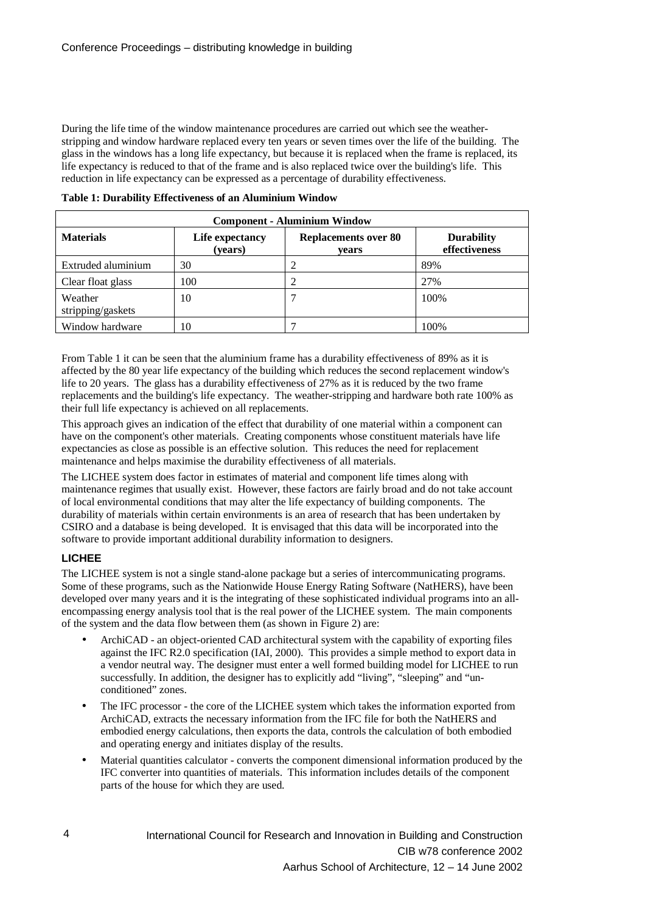During the life time of the window maintenance procedures are carried out which see the weather-stripping and window hardware replaced every ten years or seven times over the life of the building. The glass in the windows has a long life expectancy, but because it is replaced when the frame is replaced, its life expectancy is reduced to that of the frame and is also replaced twice over the building's life. This reduction in life expectancy can be expressed as a percentage of durability effectiveness.

**Table 1: Durability Effectiveness of an Aluminium Window**

| **Component - Aluminium Window** | | | |
|---|---|---|---|
| **Materials** | **Life expectancy (years)** | **Replacements over 80 years** | **Durability effectiveness** |
| Extruded aluminium | 30 | 2 | 89% |
| Clear float glass | 100 | 2 | 27% |
| Weather stripping/gaskets | 10 | 7 | 100% |
| Window hardware | 10 | 7 | 100% |

From Table 1 it can be seen that the aluminium frame has a durability effectiveness of 89% as it is affected by the 80 year life expectancy of the building which reduces the second replacement window's life to 20 years. The glass has a durability effectiveness of 27% as it is reduced by the two frame replacements and the building's life expectancy. The weather-stripping and hardware both rate 100% as their full life expectancy is achieved on all replacements.

This approach gives an indication of the effect that durability of one material within a component can have on the component's other materials. Creating components whose constituent materials have life expectancies as close as possible is an effective solution. This reduces the need for replacement maintenance and helps maximise the durability effectiveness of all materials.

The LICHEE system does factor in estimates of material and component life times along with maintenance regimes that usually exist. However, these factors are fairly broad and do not take account of local environmental conditions that may alter the life expectancy of building components. The durability of materials within certain environments is an area of research that has been undertaken by CSIRO and a database is being developed. It is envisaged that this data will be incorporated into the software to provide important additional durability information to designers.

### LICHEE

The LICHEE system is not a single stand-alone package but a series of intercommunicating programs. Some of these programs, such as the Nationwide House Energy Rating Software (NatHERS), have been developed over many years and it is the integrating of these sophisticated individual programs into an all-encompassing energy analysis tool that is the real power of the LICHEE system. The main components of the system and the data flow between them (as shown in Figure 2) are:

- ArchiCAD - an object-oriented CAD architectural system with the capability of exporting files against the IFC R2.0 specification (IAI, 2000). This provides a simple method to export data in a vendor neutral way. The designer must enter a well formed building model for LICHEE to run successfully. In addition, the designer has to explicitly add "living", "sleeping" and "un-conditioned" zones.
- The IFC processor - the core of the LICHEE system which takes the information exported from ArchiCAD, extracts the necessary information from the IFC file for both the NatHERS and embodied energy calculations, then exports the data, controls the calculation of both embodied and operating energy and initiates display of the results.
- Material quantities calculator - converts the component dimensional information produced by the IFC converter into quantities of materials. This information includes details of the component parts of the house for which they are used.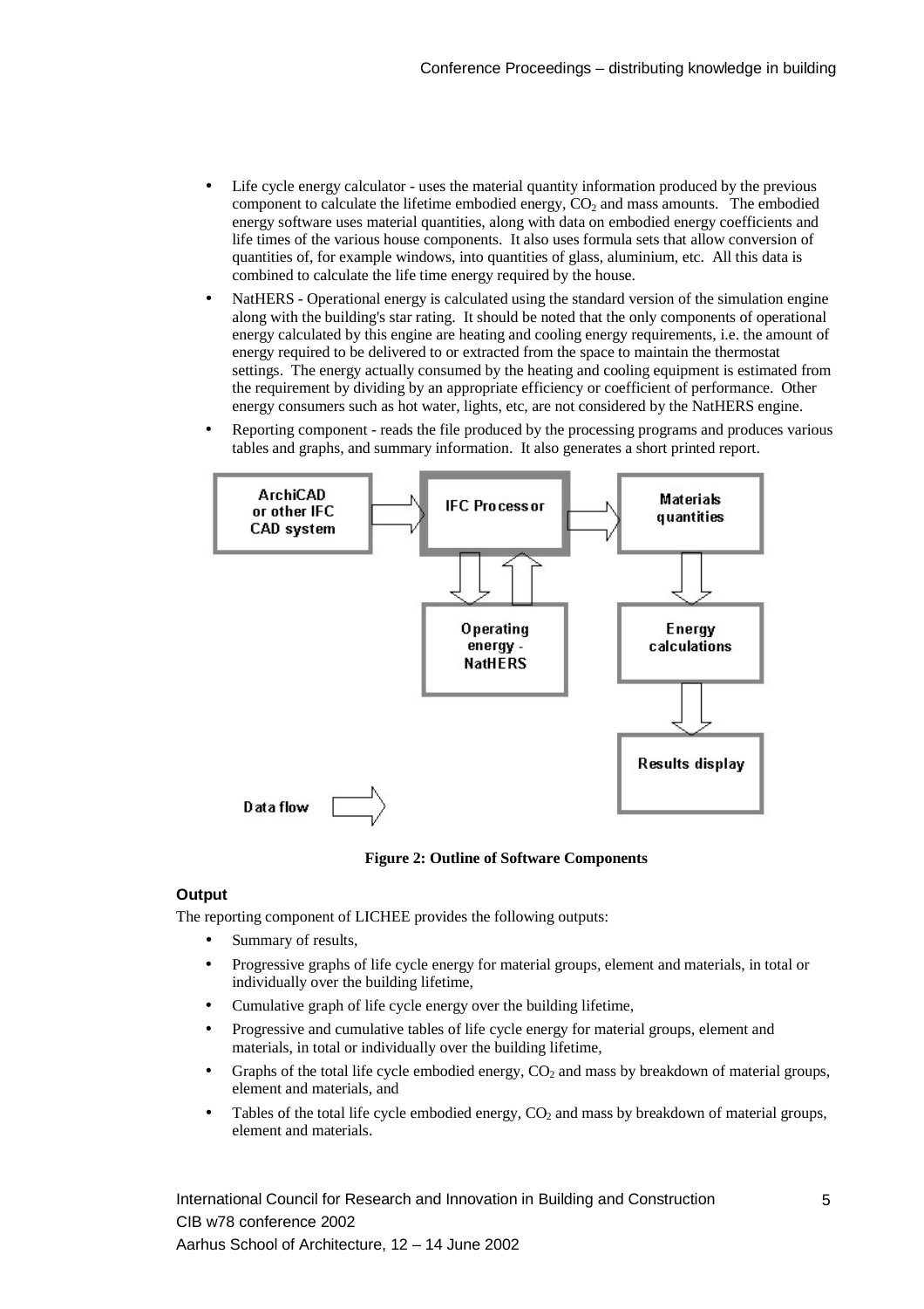- Life cycle energy calculator - uses the material quantity information produced by the previous component to calculate the lifetime embodied energy, $CO_2$ and mass amounts. The embodied energy software uses material quantities, along with data on embodied energy coefficients and life times of the various house components. It also uses formula sets that allow conversion of quantities of, for example windows, into quantities of glass, aluminium, etc. All this data is combined to calculate the life time energy required by the house.
- NatHERS - Operational energy is calculated using the standard version of the simulation engine along with the building's star rating. It should be noted that the only components of operational energy calculated by this engine are heating and cooling energy requirements, i.e. the amount of energy required to be delivered to or extracted from the space to maintain the thermostat settings. The energy actually consumed by the heating and cooling equipment is estimated from the requirement by dividing by an appropriate efficiency or coefficient of performance. Other energy consumers such as hot water, lights, etc, are not considered by the NatHERS engine.
- Reporting component - reads the file produced by the processing programs and produces various tables and graphs, and summary information. It also generates a short printed report.

ArchiCAD or other IFC CAD system → IFC Processor → Materials quantities → Energy calculations → Results display

IFC Processor ⇄ Operating energy - NatHERS

Data flow

**Figure 2: Outline of Software Components**

### Output

The reporting component of LICHEE provides the following outputs:

- Summary of results,
- Progressive graphs of life cycle energy for material groups, element and materials, in total or individually over the building lifetime,
- Cumulative graph of life cycle energy over the building lifetime,
- Progressive and cumulative tables of life cycle energy for material groups, element and materials, in total or individually over the building lifetime,
- Graphs of the total life cycle embodied energy, $CO_2$ and mass by breakdown of material groups, element and materials, and
- Tables of the total life cycle embodied energy, $CO_2$ and mass by breakdown of material groups, element and materials.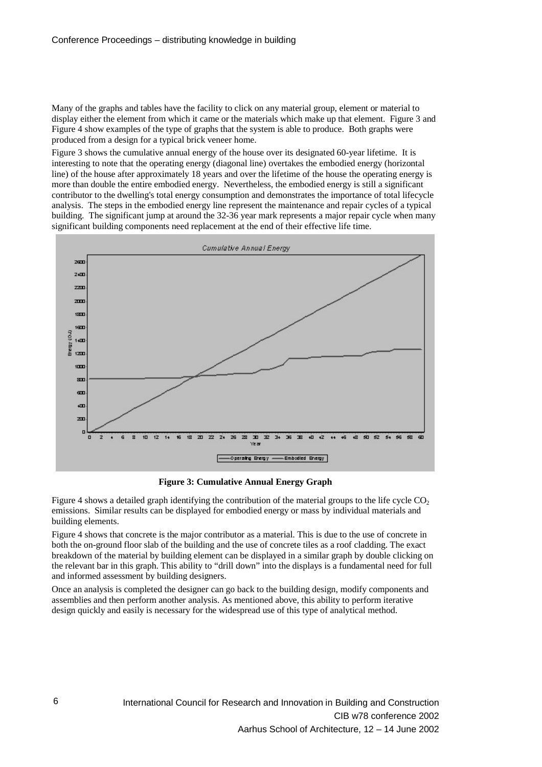Many of the graphs and tables have the facility to click on any material group, element or material to display either the element from which it came or the materials which make up that element. Figure 3 and Figure 4 show examples of the type of graphs that the system is able to produce. Both graphs were produced from a design for a typical brick veneer home.

Figure 3 shows the cumulative annual energy of the house over its designated 60-year lifetime. It is interesting to note that the operating energy (diagonal line) overtakes the embodied energy (horizontal line) of the house after approximately 18 years and over the lifetime of the house the operating energy is more than double the entire embodied energy. Nevertheless, the embodied energy is still a significant contributor to the dwelling's total energy consumption and demonstrates the importance of total lifecycle analysis. The steps in the embodied energy line represent the maintenance and repair cycles of a typical building. The significant jump at around the 32-36 year mark represents a major repair cycle when many significant building components need replacement at the end of their effective life time.

**Figure 3: Cumulative Annual Energy Graph**

Figure 4 shows a detailed graph identifying the contribution of the material groups to the life cycle $CO_2$ emissions. Similar results can be displayed for embodied energy or mass by individual materials and building elements.

Figure 4 shows that concrete is the major contributor as a material. This is due to the use of concrete in both the on-ground floor slab of the building and the use of concrete tiles as a roof cladding. The exact breakdown of the material by building element can be displayed in a similar graph by double clicking on the relevant bar in this graph. This ability to "drill down" into the displays is a fundamental need for full and informed assessment by building designers.

Once an analysis is completed the designer can go back to the building design, modify components and assemblies and then perform another analysis. As mentioned above, this ability to perform iterative design quickly and easily is necessary for the widespread use of this type of analytical method.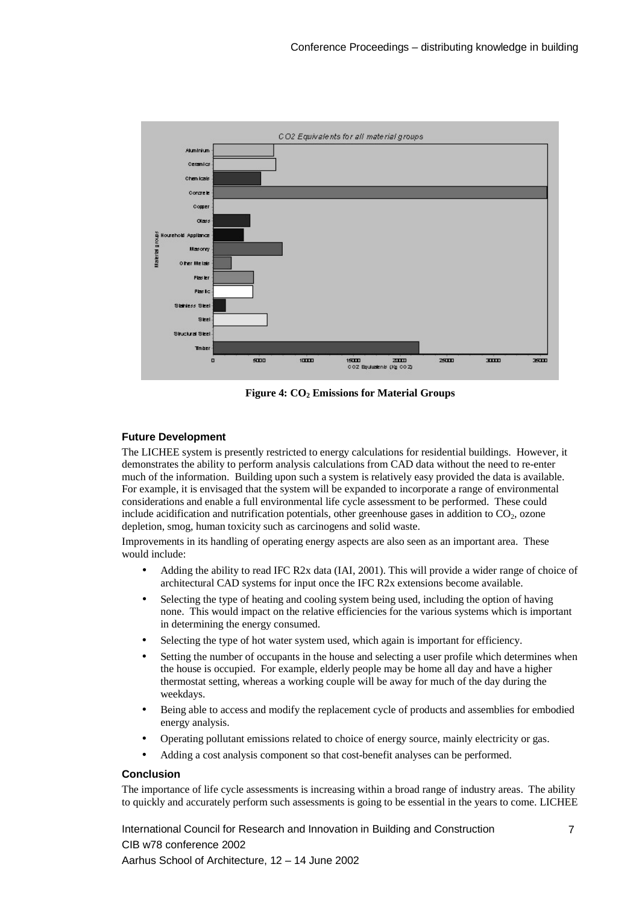**Figure 4: $CO_2$ Emissions for Material Groups**

#### Future Development

The LICHEE system is presently restricted to energy calculations for residential buildings. However, it demonstrates the ability to perform analysis calculations from CAD data without the need to re-enter much of the information. Building upon such a system is relatively easy provided the data is available. For example, it is envisaged that the system will be expanded to incorporate a range of environmental considerations and enable a full environmental life cycle assessment to be performed. These could include acidification and nutrification potentials, other greenhouse gases in addition to $CO_2$, ozone depletion, smog, human toxicity such as carcinogens and solid waste.

Improvements in its handling of operating energy aspects are also seen as an important area. These would include:

- Adding the ability to read IFC R2x data (IAI, 2001). This will provide a wider range of choice of architectural CAD systems for input once the IFC R2x extensions become available.
- Selecting the type of heating and cooling system being used, including the option of having none. This would impact on the relative efficiencies for the various systems which is important in determining the energy consumed.
- Selecting the type of hot water system used, which again is important for efficiency.
- Setting the number of occupants in the house and selecting a user profile which determines when the house is occupied. For example, elderly people may be home all day and have a higher thermostat setting, whereas a working couple will be away for much of the day during the weekdays.
- Being able to access and modify the replacement cycle of products and assemblies for embodied energy analysis.
- Operating pollutant emissions related to choice of energy source, mainly electricity or gas.
- Adding a cost analysis component so that cost-benefit analyses can be performed.

#### Conclusion

The importance of life cycle assessments is increasing within a broad range of industry areas. The ability to quickly and accurately perform such assessments is going to be essential in the years to come. LICHEE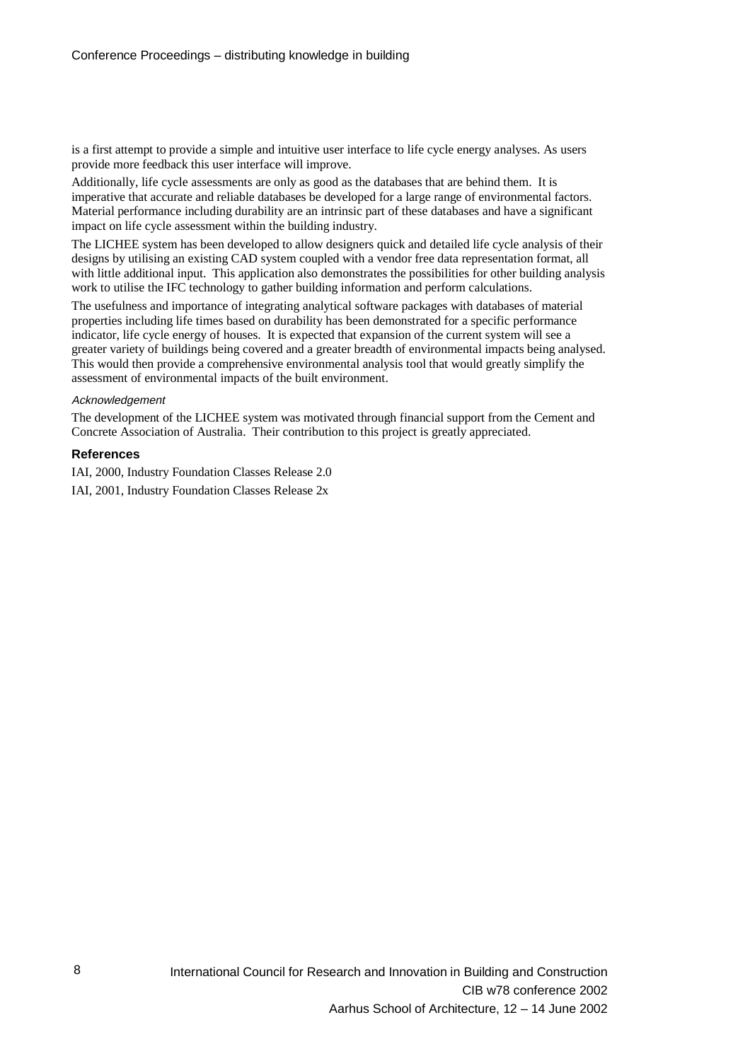is a first attempt to provide a simple and intuitive user interface to life cycle energy analyses. As users provide more feedback this user interface will improve.

Additionally, life cycle assessments are only as good as the databases that are behind them. It is imperative that accurate and reliable databases be developed for a large range of environmental factors. Material performance including durability are an intrinsic part of these databases and have a significant impact on life cycle assessment within the building industry.

The LICHEE system has been developed to allow designers quick and detailed life cycle analysis of their designs by utilising an existing CAD system coupled with a vendor free data representation format, all with little additional input. This application also demonstrates the possibilities for other building analysis work to utilise the IFC technology to gather building information and perform calculations.

The usefulness and importance of integrating analytical software packages with databases of material properties including life times based on durability has been demonstrated for a specific performance indicator, life cycle energy of houses. It is expected that expansion of the current system will see a greater variety of buildings being covered and a greater breadth of environmental impacts being analysed. This would then provide a comprehensive environmental analysis tool that would greatly simplify the assessment of environmental impacts of the built environment.

*Acknowledgement*

The development of the LICHEE system was motivated through financial support from the Cement and Concrete Association of Australia. Their contribution to this project is greatly appreciated.

## References

IAI, 2000, Industry Foundation Classes Release 2.0

IAI, 2001, Industry Foundation Classes Release 2x